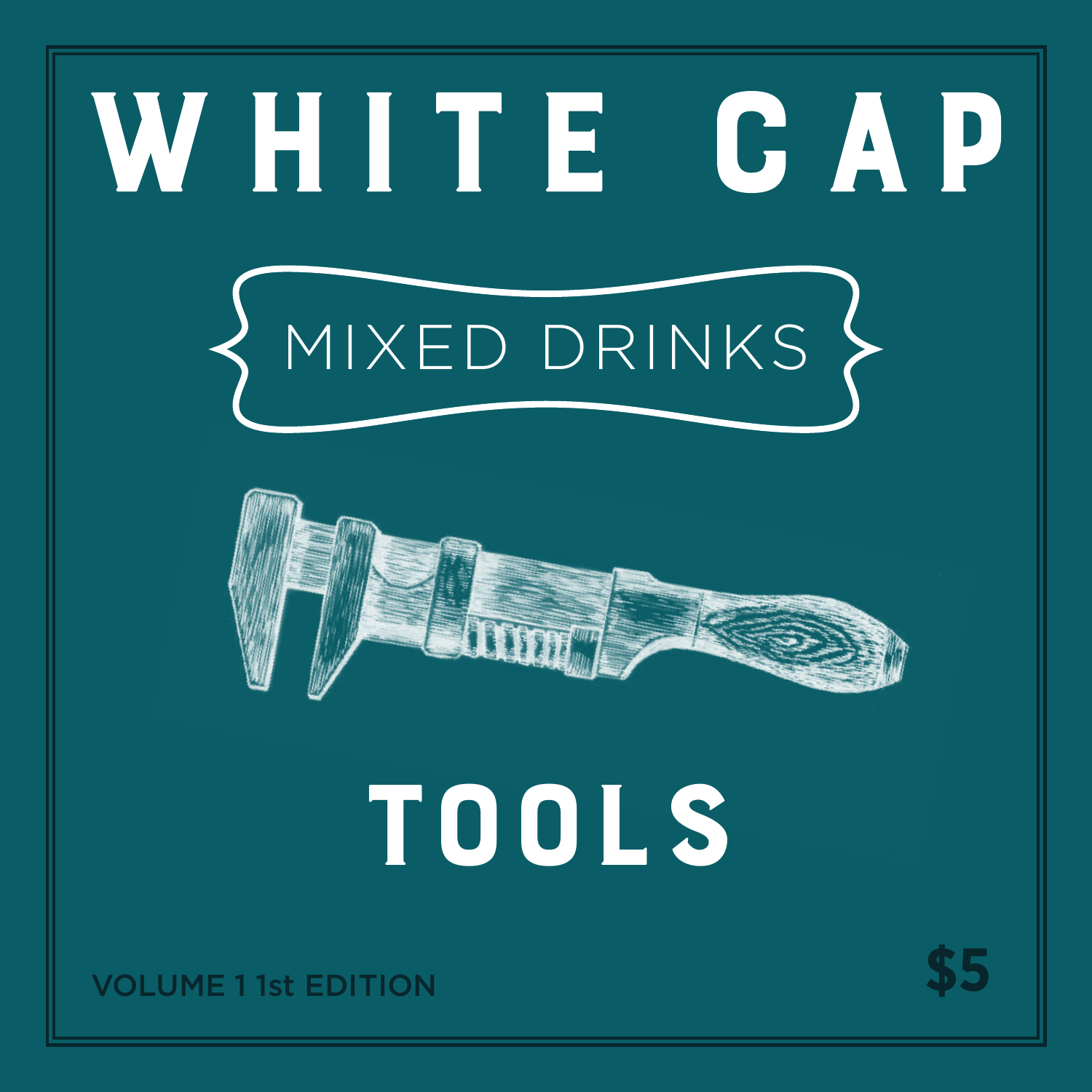# WHITE CAP

## MIXED DRINKS

# TOOLS

VOLUME 1 1st EDITION

$5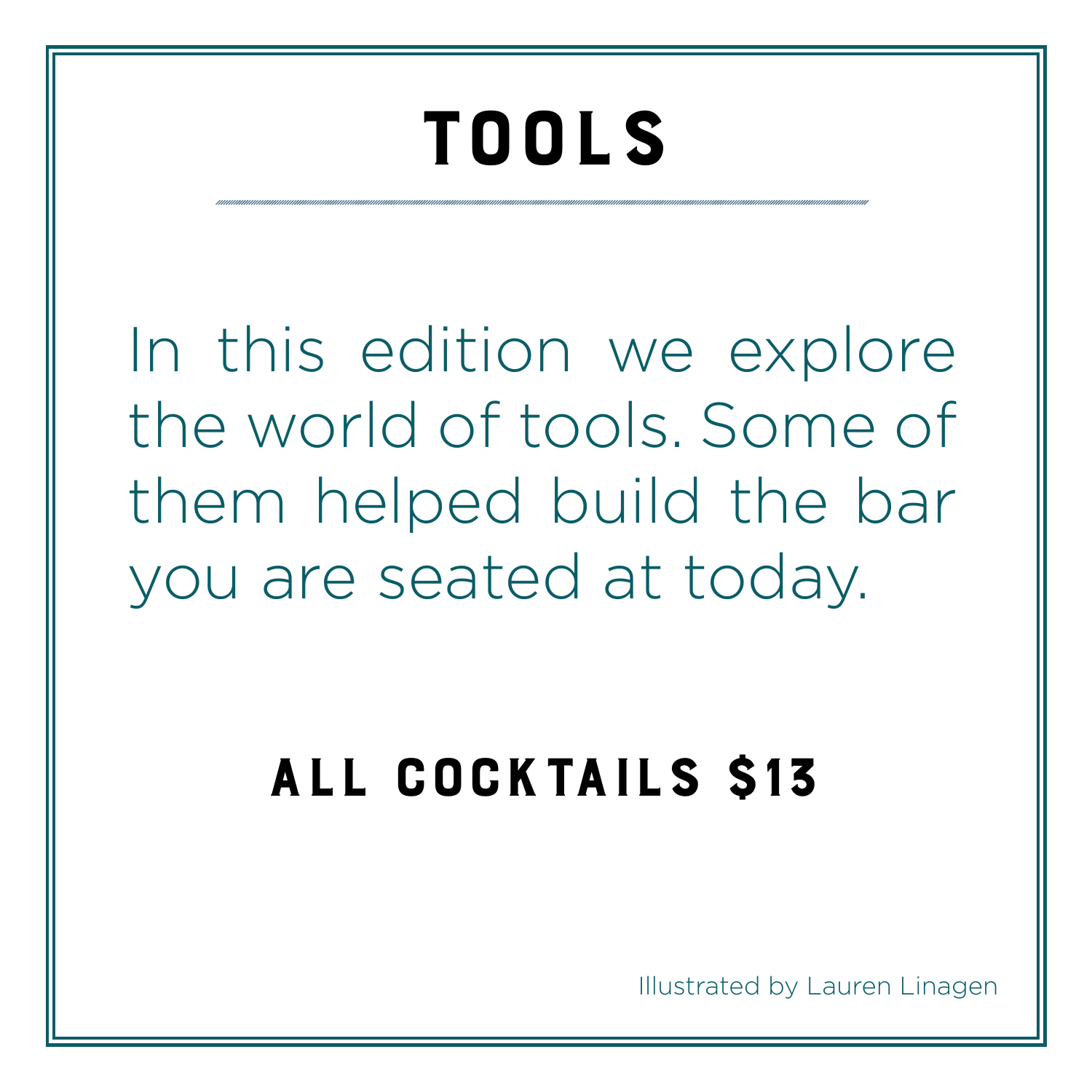# TOOLS

In this edition we explore the world of tools. Some of them helped build the bar you are seated at today.

## ALL COCKTAILS $13

Illustrated by Lauren Linagen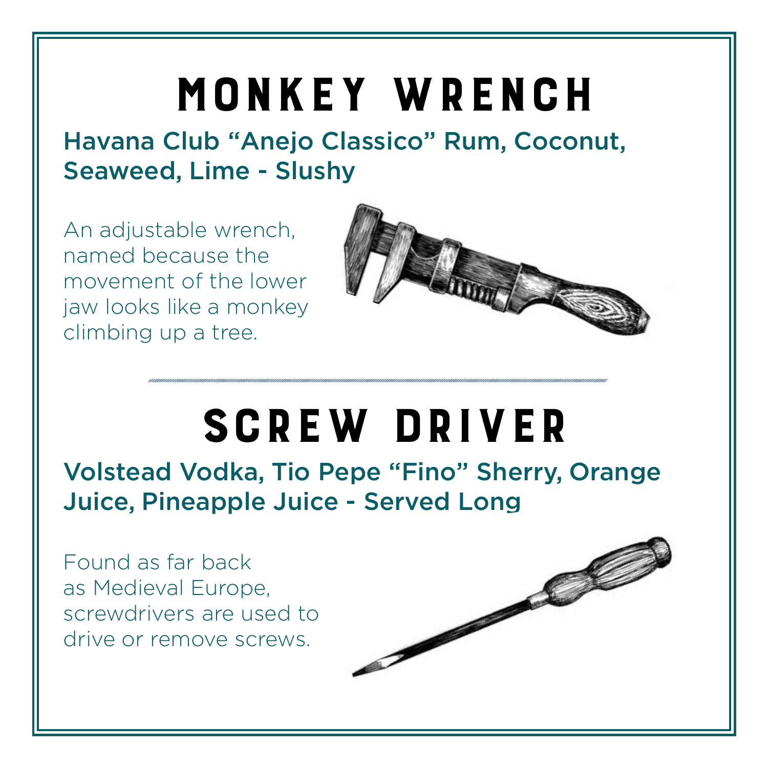# MONKEY WRENCH

**Havana Club “Anejo Classico” Rum, Coconut, Seaweed, Lime - Slushy**

An adjustable wrench, named because the movement of the lower jaw looks like a monkey climbing up a tree.

---

# SCREW DRIVER

**Volstead Vodka, Tio Pepe “Fino” Sherry, Orange Juice, Pineapple Juice - Served Long**

Found as far back as Medieval Europe, screwdrivers are used to drive or remove screws.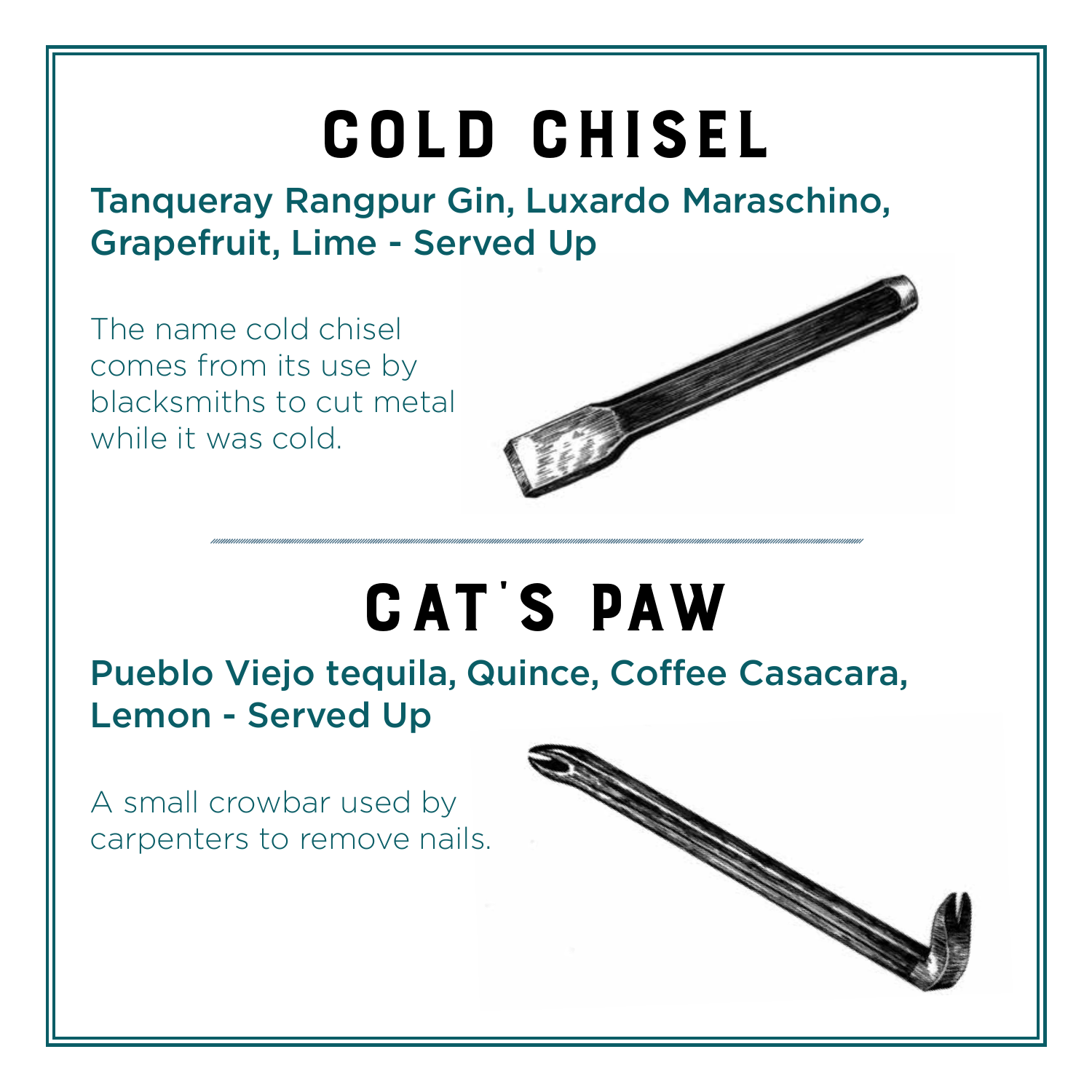# COLD CHISEL

**Tanqueray Rangpur Gin, Luxardo Maraschino, Grapefruit, Lime - Served Up**

The name cold chisel comes from its use by blacksmiths to cut metal while it was cold.

# CAT'S PAW

**Pueblo Viejo tequila, Quince, Coffee Casacara, Lemon - Served Up**

A small crowbar used by carpenters to remove nails.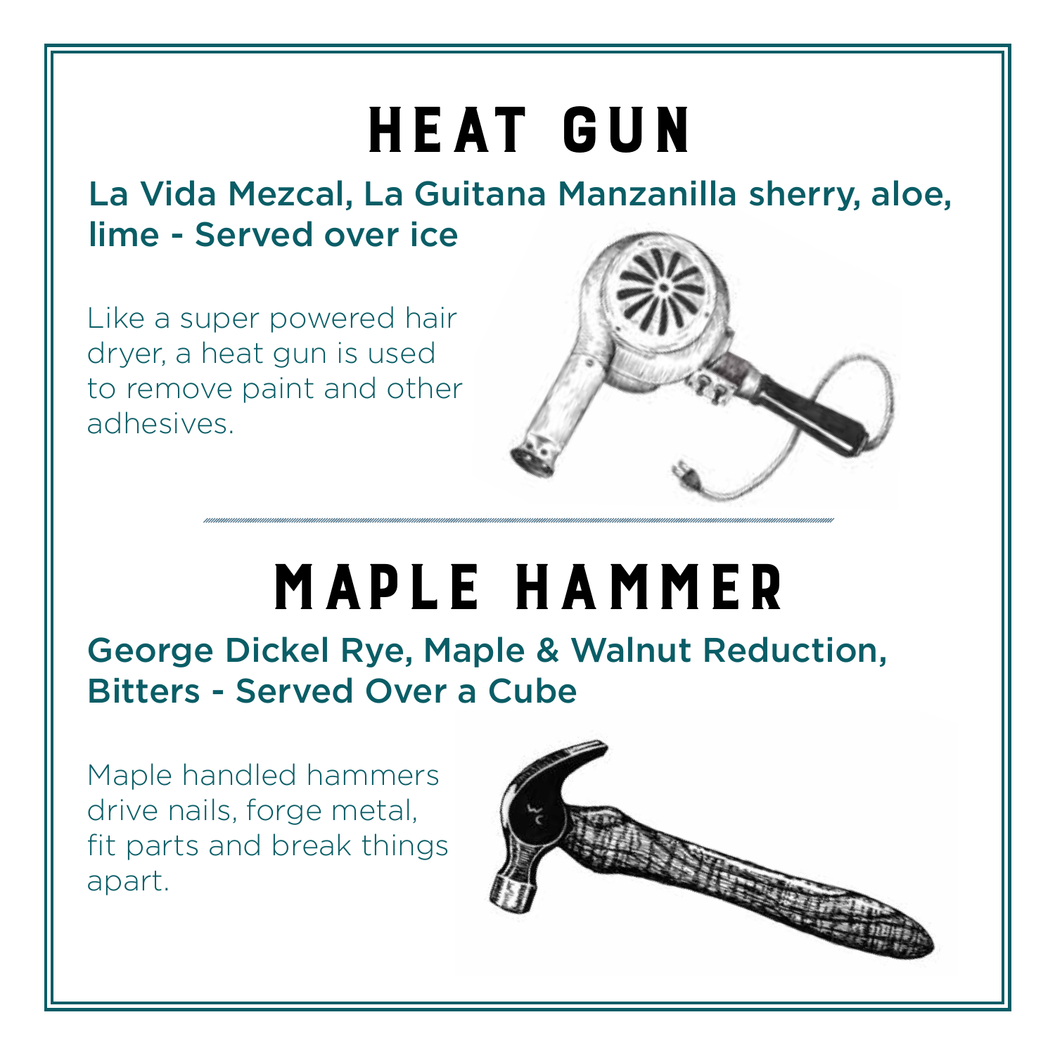# HEAT GUN

**La Vida Mezcal, La Guitana Manzanilla sherry, aloe, lime - Served over ice**

Like a super powered hair dryer, a heat gun is used to remove paint and other adhesives.

# MAPLE HAMMER

**George Dickel Rye, Maple & Walnut Reduction, Bitters - Served Over a Cube**

Maple handled hammers drive nails, forge metal, fit parts and break things apart.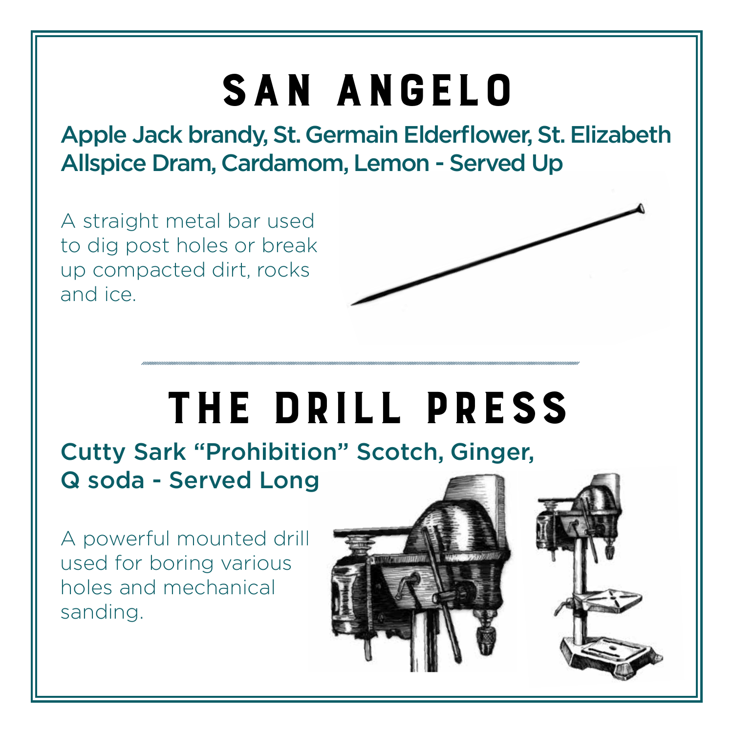# SAN ANGELO

**Apple Jack brandy, St. Germain Elderflower, St. Elizabeth Allspice Dram, Cardamom, Lemon - Served Up**

A straight metal bar used to dig post holes or break up compacted dirt, rocks and ice.

---

# THE DRILL PRESS

**Cutty Sark "Prohibition" Scotch, Ginger, Q soda - Served Long**

A powerful mounted drill used for boring various holes and mechanical sanding.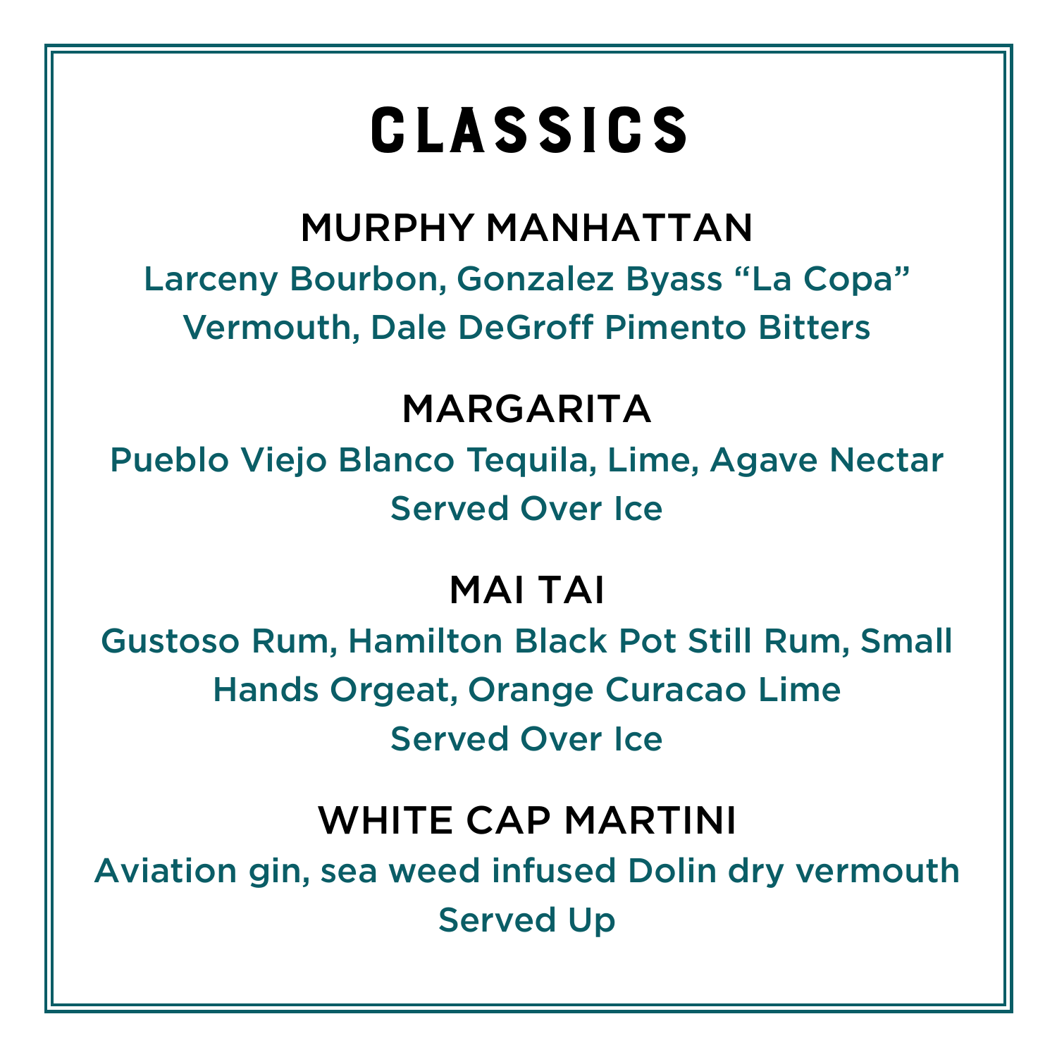# CLASSICS

## MURPHY MANHATTAN

Larceny Bourbon, Gonzalez Byass “La Copa” Vermouth, Dale DeGroff Pimento Bitters

## MARGARITA

Pueblo Viejo Blanco Tequila, Lime, Agave Nectar
Served Over Ice

## MAI TAI

Gustoso Rum, Hamilton Black Pot Still Rum, Small Hands Orgeat, Orange Curacao Lime
Served Over Ice

## WHITE CAP MARTINI

Aviation gin, sea weed infused Dolin dry vermouth
Served Up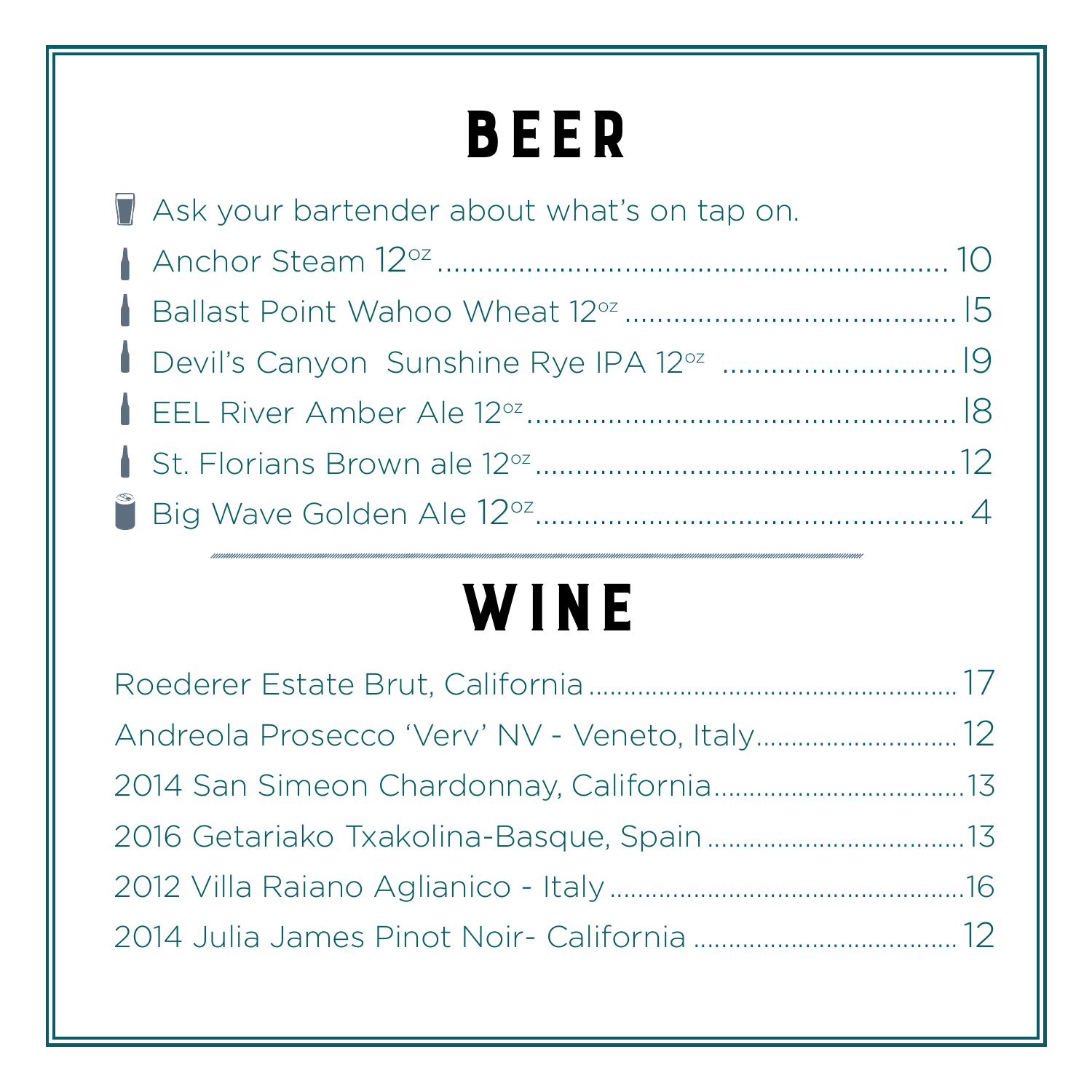# BEER

Ask your bartender about what's on tap on.

- Anchor Steam 12oz .......... 10
- Ballast Point Wahoo Wheat 12oz .......... 15
- Devil's Canyon Sunshine Rye IPA 12oz .......... 19
- EEL River Amber Ale 12oz .......... 18
- St. Florians Brown ale 12oz .......... 12
- Big Wave Golden Ale 12oz .......... 4

# WINE

- Roederer Estate Brut, California .......... 17
- Andreola Prosecco 'Verv' NV - Veneto, Italy .......... 12
- 2014 San Simeon Chardonnay, California .......... 13
- 2016 Getariako Txakolina-Basque, Spain .......... 13
- 2012 Villa Raiano Aglianico - Italy .......... 16
- 2014 Julia James Pinot Noir- California .......... 12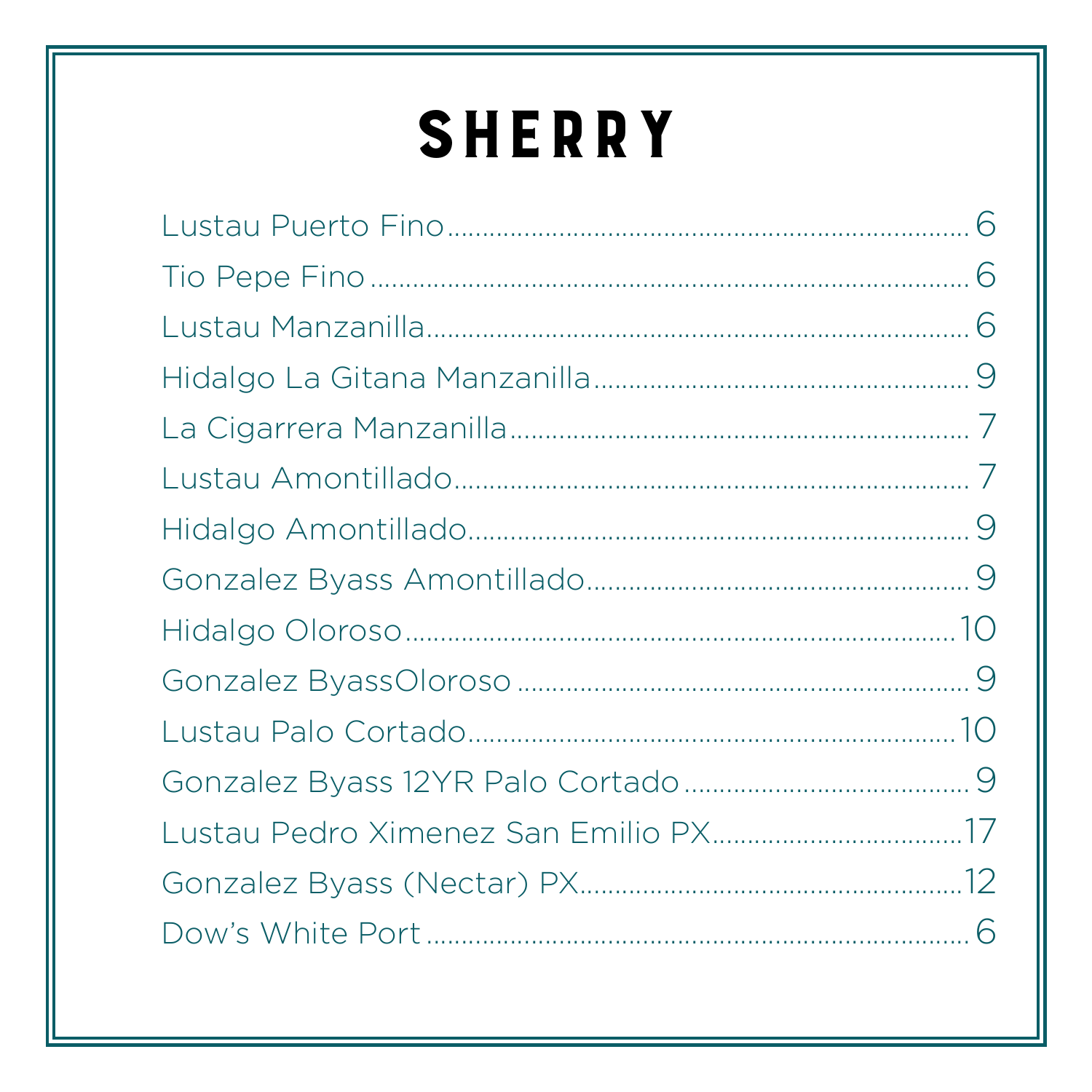# SHERRY

Lustau Puerto Fino........................................................................ 6

Tio Pepe Fino.................................................................................. 6

Lustau Manzanilla........................................................................... 6

Hidalgo La Gitana Manzanilla......................................................... 9

La Cigarrera Manzanilla.................................................................. 7

Lustau Amontillado......................................................................... 7

Hidalgo Amontillado....................................................................... 9

Gonzalez Byass Amontillado.......................................................... 9

Hidalgo Oloroso.............................................................................. 10

Gonzalez ByassOloroso.................................................................. 9

Lustau Palo Cortado........................................................................ 10

Gonzalez Byass 12YR Palo Cortado.............................................. 9

Lustau Pedro Ximenez San Emilio PX........................................... 17

Gonzalez Byass (Nectar) PX.......................................................... 12

Dow's White Port............................................................................ 6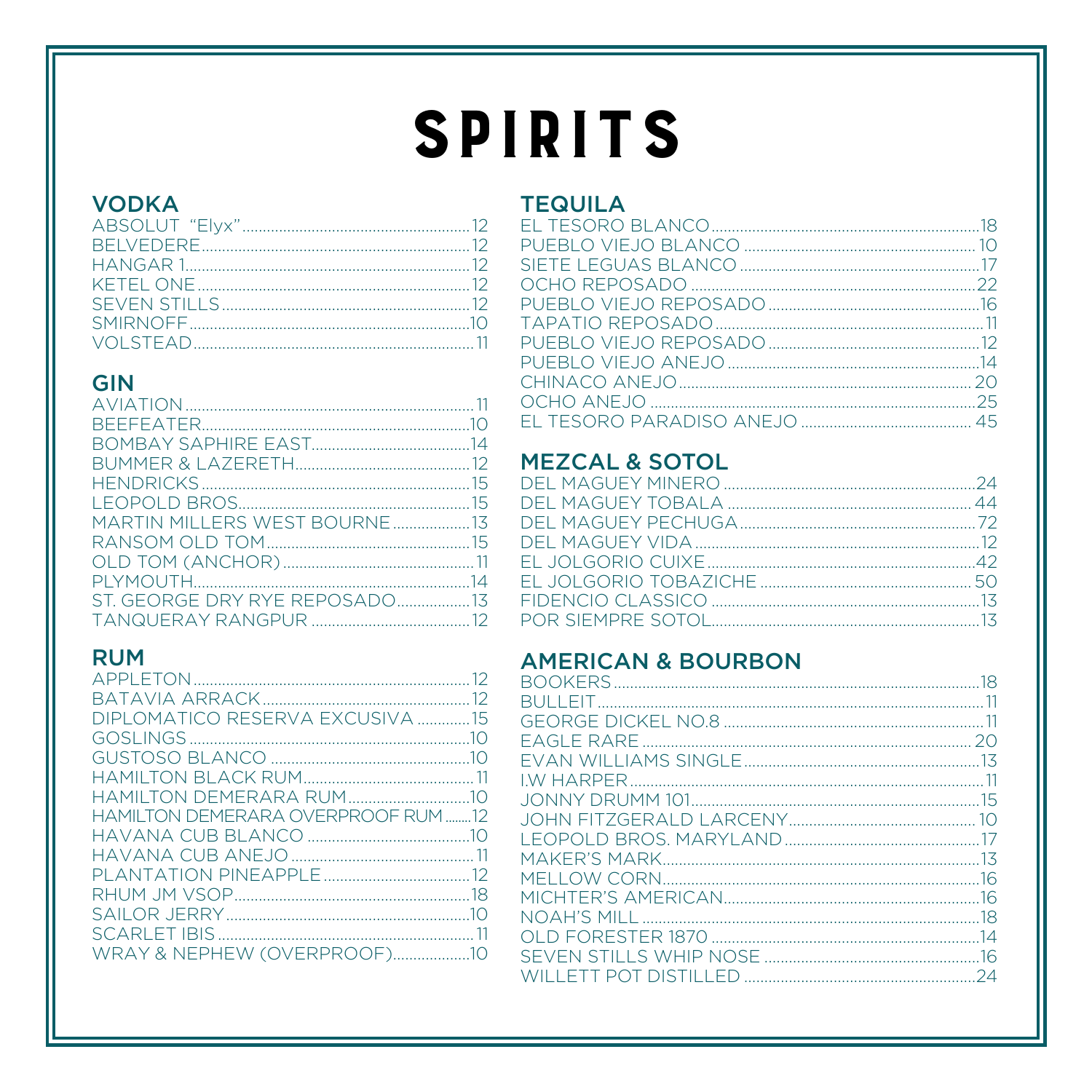# SPIRITS

## VODKA

| Item | Price |
|---|---|
| ABSOLUT "Elyx" | 12 |
| BELVEDERE | 12 |
| HANGAR 1 | 12 |
| KETEL ONE | 12 |
| SEVEN STILLS | 12 |
| SMIRNOFF | 10 |
| VOLSTEAD | 11 |

## GIN

| Item | Price |
|---|---|
| AVIATION | 11 |
| BEEFEATER | 10 |
| BOMBAY SAPHIRE EAST | 14 |
| BUMMER & LAZERETH | 12 |
| HENDRICKS | 15 |
| LEOPOLD BROS. | 15 |
| MARTIN MILLERS WEST BOURNE | 13 |
| RANSOM OLD TOM | 15 |
| OLD TOM (ANCHOR) | 11 |
| PLYMOUTH | 14 |
| ST. GEORGE DRY RYE REPOSADO | 13 |
| TANQUERAY RANGPUR | 12 |

## RUM

| Item | Price |
|---|---|
| APPLETON | 12 |
| BATAVIA ARRACK | 12 |
| DIPLOMATICO RESERVA EXCUSIVA | 15 |
| GOSLINGS | 10 |
| GUSTOSO BLANCO | 10 |
| HAMILTON BLACK RUM | 11 |
| HAMILTON DEMERARA RUM | 10 |
| HAMILTON DEMERARA OVERPROOF RUM | 12 |
| HAVANA CUB BLANCO | 10 |
| HAVANA CUB ANEJO | 11 |
| PLANTATION PINEAPPLE | 12 |
| RHUM JM VSOP | 18 |
| SAILOR JERRY | 10 |
| SCARLET IBIS | 11 |
| WRAY & NEPHEW (OVERPROOF) | 10 |

## TEQUILA

| Item | Price |
|---|---|
| EL TESORO BLANCO | 18 |
| PUEBLO VIEJO BLANCO | 10 |
| SIETE LEGUAS BLANCO | 17 |
| OCHO REPOSADO | 22 |
| PUEBLO VIEJO REPOSADO | 16 |
| TAPATIO REPOSADO | 11 |
| PUEBLO VIEJO REPOSADO | 12 |
| PUEBLO VIEJO ANEJO | 14 |
| CHINACO ANEJO | 20 |
| OCHO ANEJO | 25 |
| EL TESORO PARADISO ANEJO | 45 |

## MEZCAL & SOTOL

| Item | Price |
|---|---|
| DEL MAGUEY MINERO | 24 |
| DEL MAGUEY TOBALA | 44 |
| DEL MAGUEY PECHUGA | 72 |
| DEL MAGUEY VIDA | 12 |
| EL JOLGORIO CUIXE | 42 |
| EL JOLGORIO TOBAZICHE | 50 |
| FIDENCIO CLASSICO | 13 |
| POR SIEMPRE SOTOL | 13 |

## AMERICAN & BOURBON

| Item | Price |
|---|---|
| BOOKERS | 18 |
| BULLEIT | 11 |
| GEORGE DICKEL NO.8 | 11 |
| EAGLE RARE | 20 |
| EVAN WILLIAMS SINGLE | 13 |
| I.W HARPER | 11 |
| JONNY DRUMM 101 | 15 |
| JOHN FITZGERALD LARCENY | 10 |
| LEOPOLD BROS. MARYLAND | 17 |
| MAKER'S MARK | 13 |
| MELLOW CORN | 16 |
| MICHTER'S AMERICAN | 16 |
| NOAH'S MILL | 18 |
| OLD FORESTER 1870 | 14 |
| SEVEN STILLS WHIP NOSE | 16 |
| WILLETT POT DISTILLED | 24 |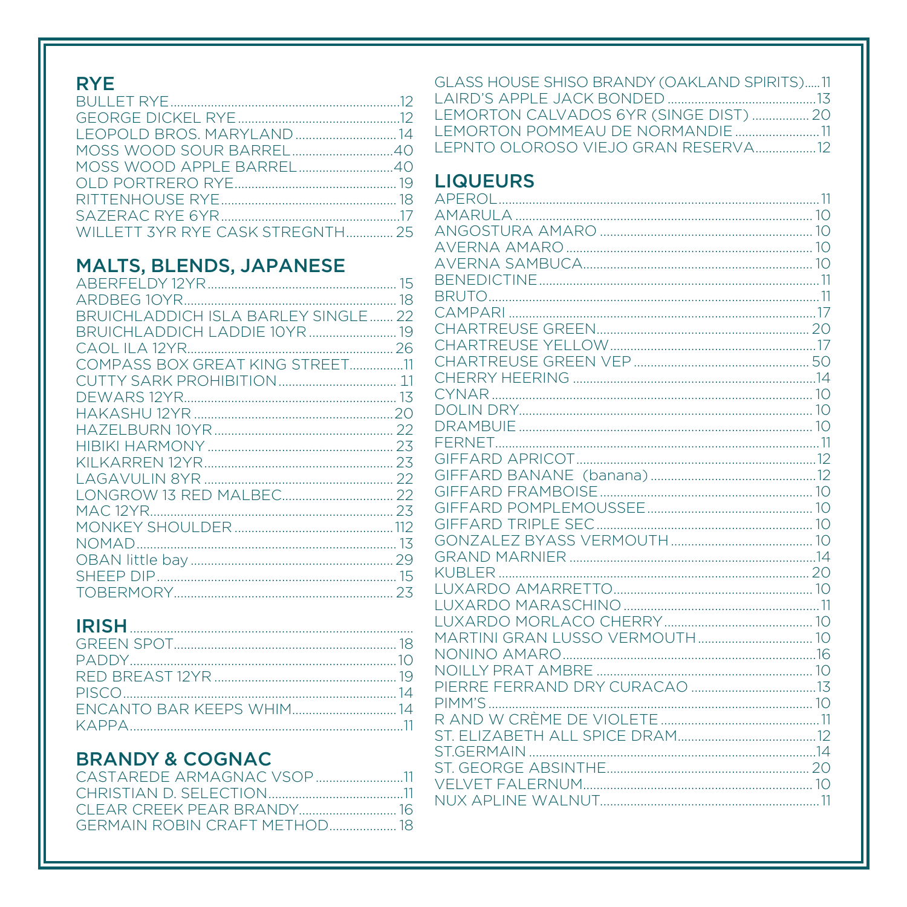## RYE

- BULLET RYE....12
- GEORGE DICKEL RYE....12
- LEOPOLD BROS. MARYLAND....14
- MOSS WOOD SOUR BARREL....40
- MOSS WOOD APPLE BARREL....40
- OLD PORTRERO RYE....19
- RITTENHOUSE RYE....18
- SAZERAC RYE 6YR....17
- WILLETT 3YR RYE CASK STREGNTH....25

## MALTS, BLENDS, JAPANESE

- ABERFELDY 12YR....15
- ARDBEG 10YR....18
- BRUICHLADDICH ISLA BARLEY SINGLE....22
- BRUICHLADDICH LADDIE 10YR....19
- CAOL ILA 12YR....26
- COMPASS BOX GREAT KING STREET....11
- CUTTY SARK PROHIBITION....11
- DEWARS 12YR....13
- HAKASHU 12YR....20
- HAZELBURN 10YR....22
- HIBIKI HARMONY....23
- KILKARREN 12YR....23
- LAGAVULIN 8YR....22
- LONGROW 13 RED MALBEC....22
- MAC 12YR....23
- MONKEY SHOULDER....112
- NOMAD....13
- OBAN little bay....29
- SHEEP DIP....15
- TOBERMORY....23

## IRISH

- GREEN SPOT....18
- PADDY....10
- RED BREAST 12YR....19
- PISCO....14
- ENCANTO BAR KEEPS WHIM....14
- KAPPA....11

## BRANDY & COGNAC

- CASTAREDE ARMAGNAC VSOP....11
- CHRISTIAN D. SELECTION....11
- CLEAR CREEK PEAR BRANDY....16
- GERMAIN ROBIN CRAFT METHOD....18
- GLASS HOUSE SHISO BRANDY (OAKLAND SPIRITS)....11
- LAIRD'S APPLE JACK BONDED....13
- LEMORTON CALVADOS 6YR (SINGE DIST)....20
- LEMORTON POMMEAU DE NORMANDIE....11
- LEPNTO OLOROSO VIEJO GRAN RESERVA....12

## LIQUEURS

- APEROL....11
- AMARULA....10
- ANGOSTURA AMARO....10
- AVERNA AMARO....10
- AVERNA SAMBUCA....10
- BENEDICTINE....11
- BRUTO....11
- CAMPARI....17
- CHARTREUSE GREEN....20
- CHARTREUSE YELLOW....17
- CHARTREUSE GREEN VEP....50
- CHERRY HEERING....14
- CYNAR....10
- DOLIN DRY....10
- DRAMBUIE....10
- FERNET....11
- GIFFARD APRICOT....12
- GIFFARD BANANE (banana)....12
- GIFFARD FRAMBOISE....10
- GIFFARD POMPLEMOUSSEE....10
- GIFFARD TRIPLE SEC....10
- GONZALEZ BYASS VERMOUTH....10
- GRAND MARNIER....14
- KUBLER....20
- LUXARDO AMARRETTO....10
- LUXARDO MARASCHINO....11
- LUXARDO MORLACO CHERRY....10
- MARTINI GRAN LUSSO VERMOUTH....10
- NONINO AMARO....16
- NOILLY PRAT AMBRE....10
- PIERRE FERRAND DRY CURACAO....13
- PIMM'S....10
- R AND W CRÈME DE VIOLETE....11
- ST. ELIZABETH ALL SPICE DRAM....12
- ST.GERMAIN....14
- ST. GEORGE ABSINTHE....20
- VELVET FALERNUM....10
- NUX APLINE WALNUT....11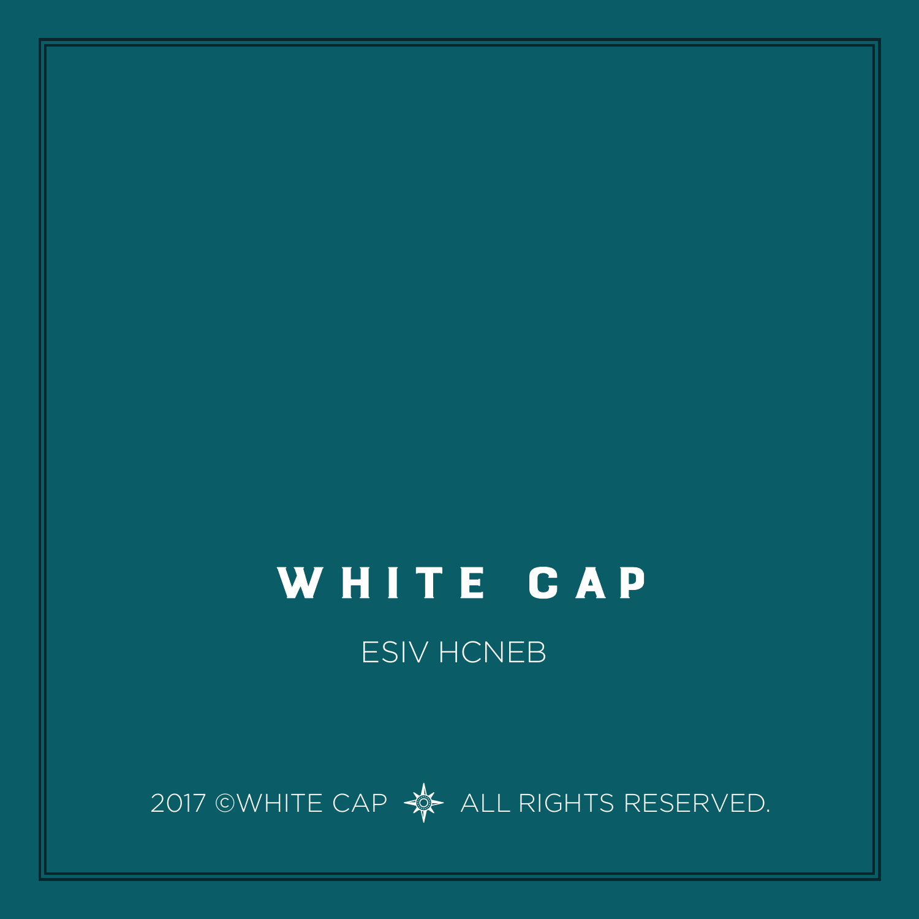# WHITE CAP

ESIV HCNEB

2017 ©WHITE CAP ALL RIGHTS RESERVED.